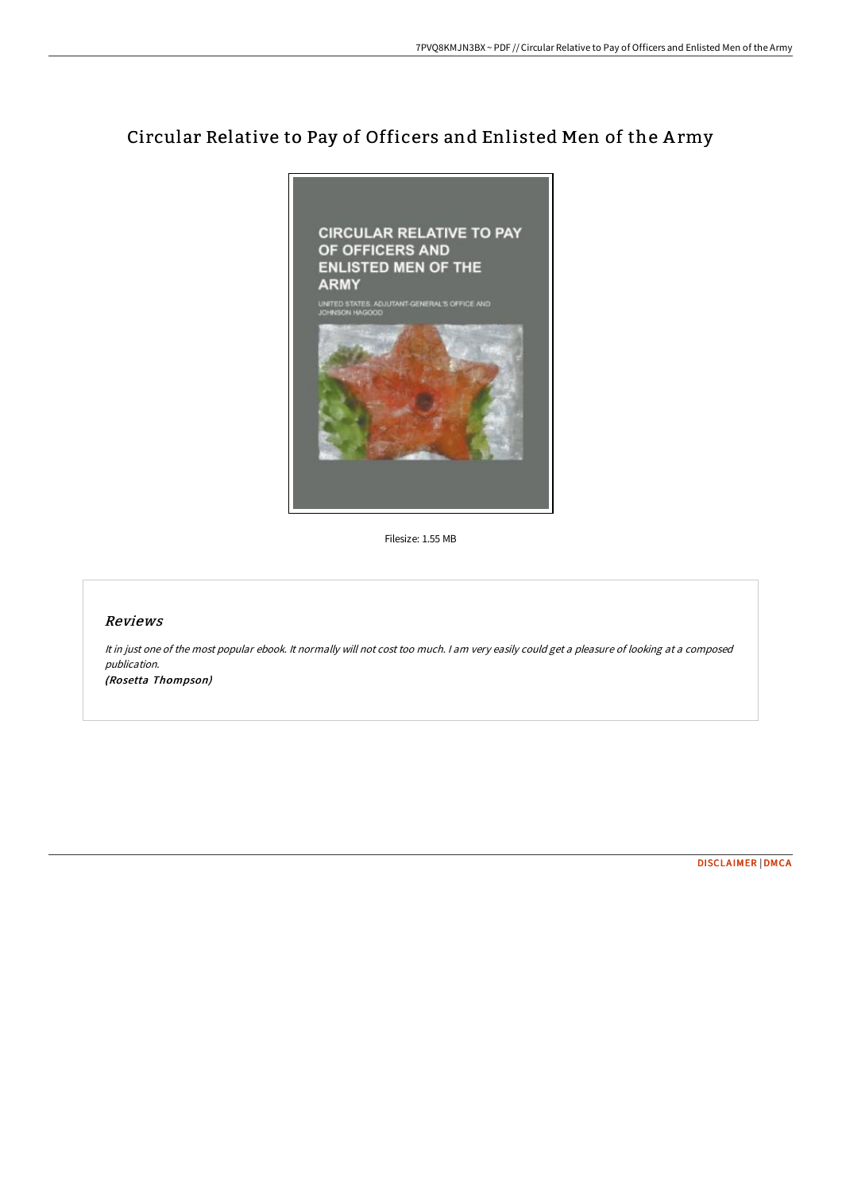# Circular Relative to Pay of Officers and Enlisted Men of the Army

Filesize: 1.55 MB

## Reviews

*It in just one of the most popular ebook. It normally will not cost too much. I am very easily could get a pleasure of looking at a composed publication.*

*(Rosetta Thompson)*

DISCLAIMER | DMCA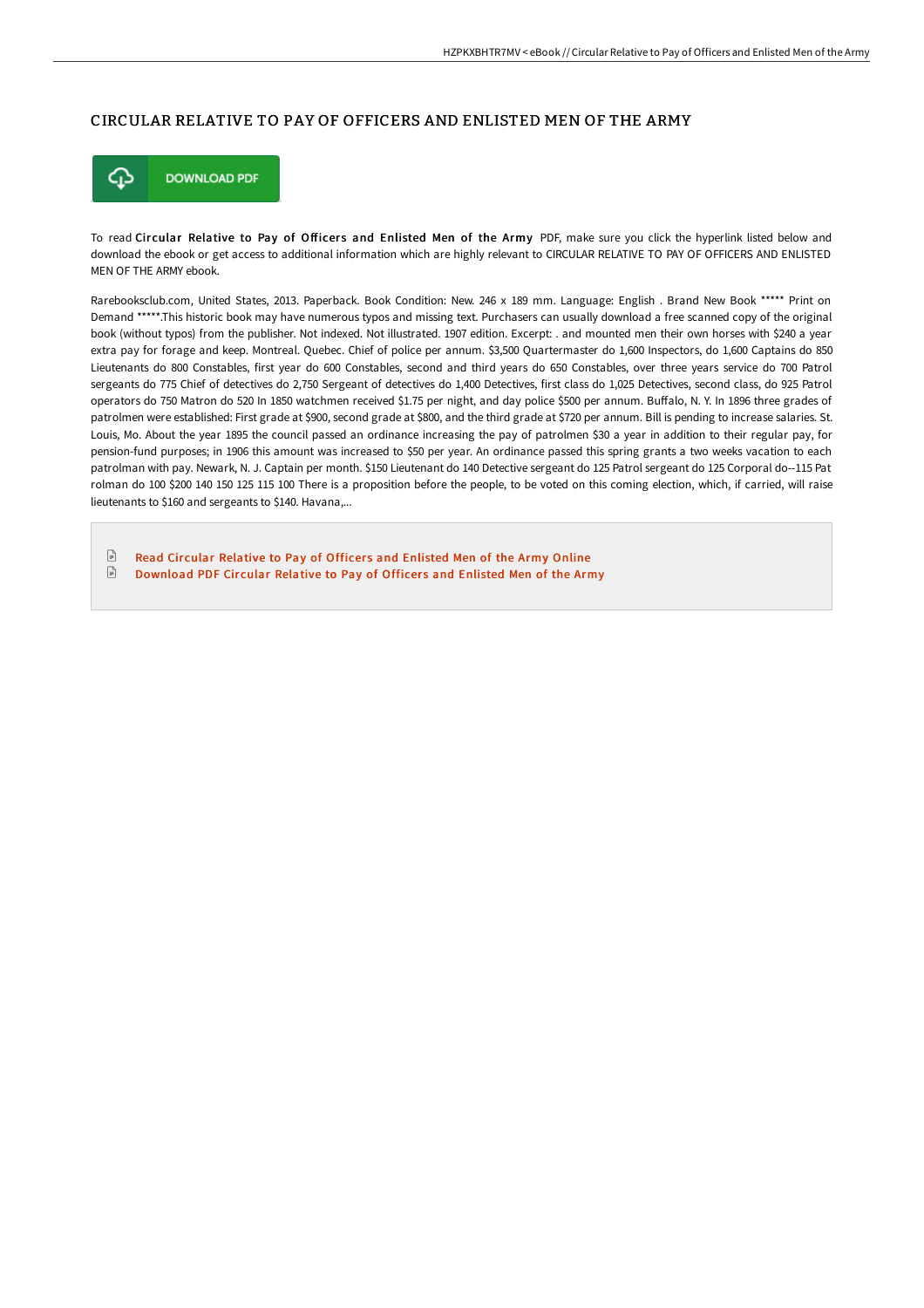# CIRCULAR RELATIVE TO PAY OF OFFICERS AND ENLISTED MEN OF THE ARMY

DOWNLOAD PDF

To read **Circular Relative to Pay of Officers and Enlisted Men of the Army** PDF, make sure you click the hyperlink listed below and download the ebook or get access to additional information which are highly relevant to CIRCULAR RELATIVE TO PAY OF OFFICERS AND ENLISTED MEN OF THE ARMY ebook.

Rarebooksclub.com, United States, 2013. Paperback. Book Condition: New. 246 x 189 mm. Language: English . Brand New Book ***** Print on Demand *****.This historic book may have numerous typos and missing text. Purchasers can usually download a free scanned copy of the original book (without typos) from the publisher. Not indexed. Not illustrated. 1907 edition. Excerpt: . and mounted men their own horses with $240 a year extra pay for forage and keep. Montreal. Quebec. Chief of police per annum. $3,500 Quartermaster do 1,600 Inspectors, do 1,600 Captains do 850 Lieutenants do 800 Constables, first year do 600 Constables, second and third years do 650 Constables, over three years service do 700 Patrol sergeants do 775 Chief of detectives do 2,750 Sergeant of detectives do 1,400 Detectives, first class do 1,025 Detectives, second class, do 925 Patrol operators do 750 Matron do 520 In 1850 watchmen received $1.75 per night, and day police $500 per annum. Buffalo, N. Y. In 1896 three grades of patrolmen were established: First grade at $900, second grade at $800, and the third grade at $720 per annum. Bill is pending to increase salaries. St. Louis, Mo. About the year 1895 the council passed an ordinance increasing the pay of patrolmen $30 a year in addition to their regular pay, for pension-fund purposes; in 1906 this amount was increased to $50 per year. An ordinance passed this spring grants a two weeks vacation to each patrolman with pay. Newark, N. J. Captain per month. $150 Lieutenant do 140 Detective sergeant do 125 Patrol sergeant do 125 Corporal do--115 Pat rolman do 100 $200 140 150 125 115 100 There is a proposition before the people, to be voted on this coming election, which, if carried, will raise lieutenants to $160 and sergeants to $140. Havana,...

- Read Circular Relative to Pay of Officers and Enlisted Men of the Army Online
- Download PDF Circular Relative to Pay of Officers and Enlisted Men of the Army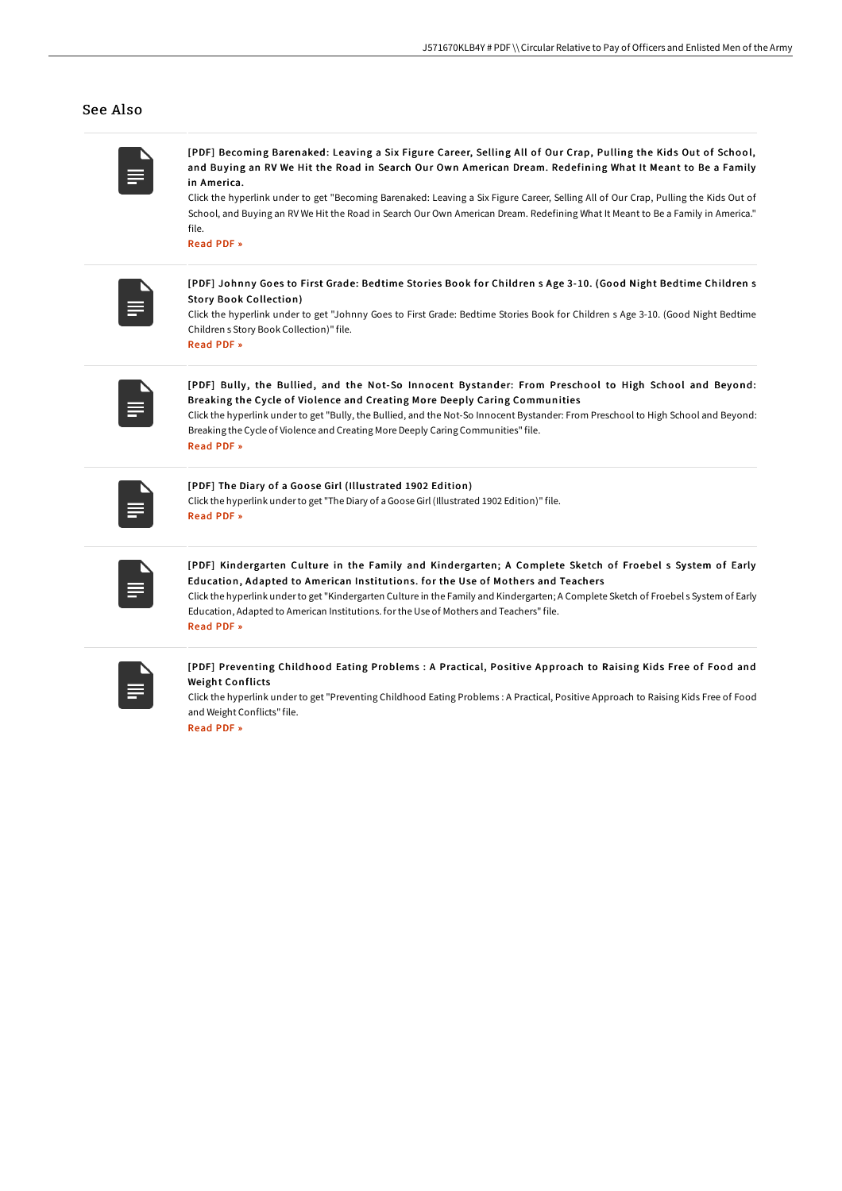## See Also

**[PDF] Becoming Barenaked: Leaving a Six Figure Career, Selling All of Our Crap, Pulling the Kids Out of School, and Buying an RV We Hit the Road in Search Our Own American Dream. Redefining What It Meant to Be a Family in America.**

Click the hyperlink under to get "Becoming Barenaked: Leaving a Six Figure Career, Selling All of Our Crap, Pulling the Kids Out of School, and Buying an RV We Hit the Road in Search Our Own American Dream. Redefining What It Meant to Be a Family in America." file.

Read PDF »

**[PDF] Johnny Goes to First Grade: Bedtime Stories Book for Children s Age 3-10. (Good Night Bedtime Children s Story Book Collection)**

Click the hyperlink under to get "Johnny Goes to First Grade: Bedtime Stories Book for Children s Age 3-10. (Good Night Bedtime Children s Story Book Collection)" file.

Read PDF »

**[PDF] Bully, the Bullied, and the Not-So Innocent Bystander: From Preschool to High School and Beyond: Breaking the Cycle of Violence and Creating More Deeply Caring Communities**

Click the hyperlink under to get "Bully, the Bullied, and the Not-So Innocent Bystander: From Preschool to High School and Beyond: Breaking the Cycle of Violence and Creating More Deeply Caring Communities" file.

Read PDF »

**[PDF] The Diary of a Goose Girl (Illustrated 1902 Edition)**

Click the hyperlink under to get "The Diary of a Goose Girl (Illustrated 1902 Edition)" file.

Read PDF »

**[PDF] Kindergarten Culture in the Family and Kindergarten; A Complete Sketch of Froebel s System of Early Education, Adapted to American Institutions. for the Use of Mothers and Teachers**

Click the hyperlink under to get "Kindergarten Culture in the Family and Kindergarten; A Complete Sketch of Froebel s System of Early Education, Adapted to American Institutions. for the Use of Mothers and Teachers" file.

Read PDF »

**[PDF] Preventing Childhood Eating Problems : A Practical, Positive Approach to Raising Kids Free of Food and Weight Conflicts**

Click the hyperlink under to get "Preventing Childhood Eating Problems : A Practical, Positive Approach to Raising Kids Free of Food and Weight Conflicts" file.

Read PDF »